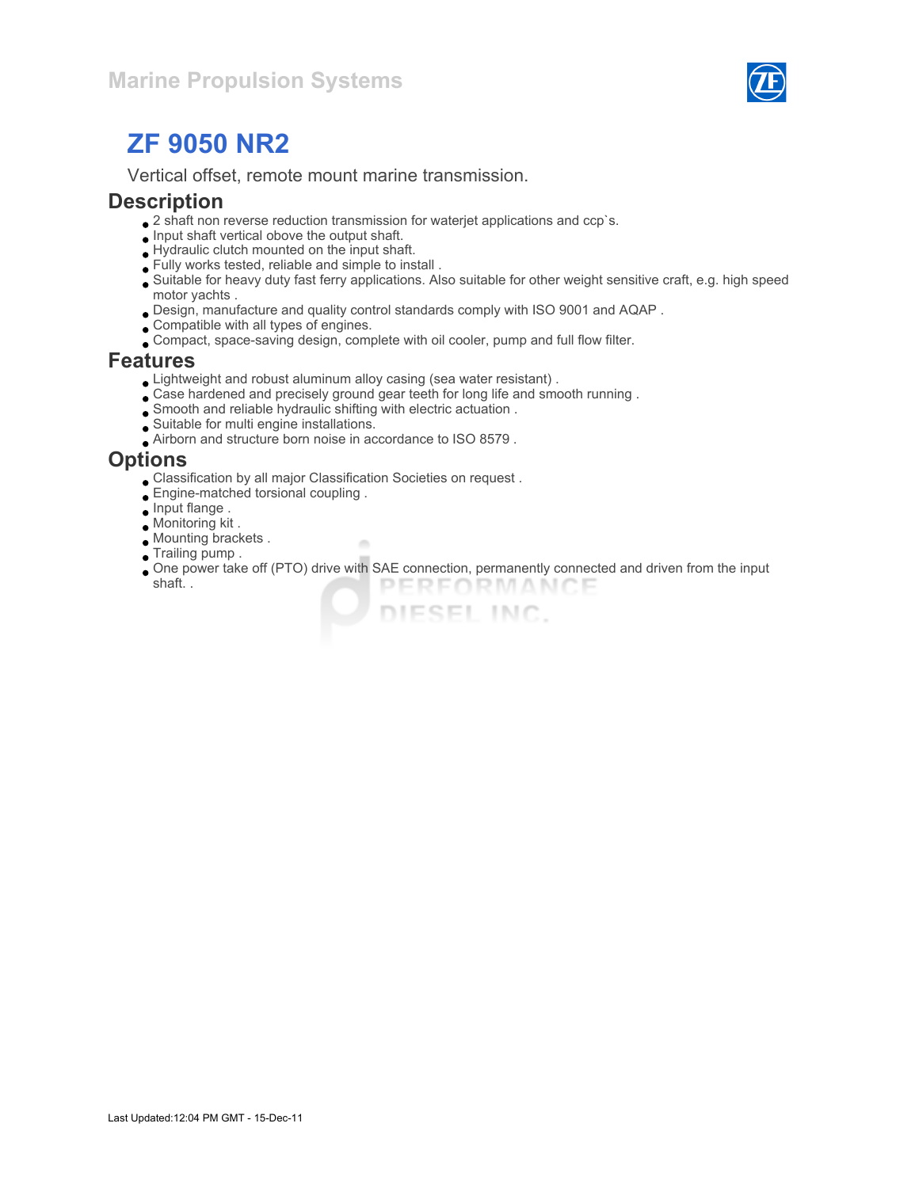Marine Propulsion Systems

# ZF 9050 NR2

Vertical offset, remote mount marine transmission.

## Description

- 2 shaft non reverse reduction transmission for waterjet applications and ccp`s.
- Input shaft vertical above the output shaft.
- Hydraulic clutch mounted on the input shaft.
- Fully works tested, reliable and simple to install .
- Suitable for heavy duty fast ferry applications. Also suitable for other weight sensitive craft, e.g. high speed motor yachts .
- Design, manufacture and quality control standards comply with ISO 9001 and AQAP .
- Compatible with all types of engines.
- Compact, space-saving design, complete with oil cooler, pump and full flow filter.

## Features

- Lightweight and robust aluminum alloy casing (sea water resistant) .
- Case hardened and precisely ground gear teeth for long life and smooth running .
- Smooth and reliable hydraulic shifting with electric actuation .
- Suitable for multi engine installations.
- Airborn and structure born noise in accordance to ISO 8579 .

## Options

- Classification by all major Classification Societies on request .
- Engine-matched torsional coupling .
- Input flange .
- Monitoring kit .
- Mounting brackets .
- Trailing pump .
- One power take off (PTO) drive with SAE connection, permanently connected and driven from the input shaft. .

Last Updated:12:04 PM GMT - 15-Dec-11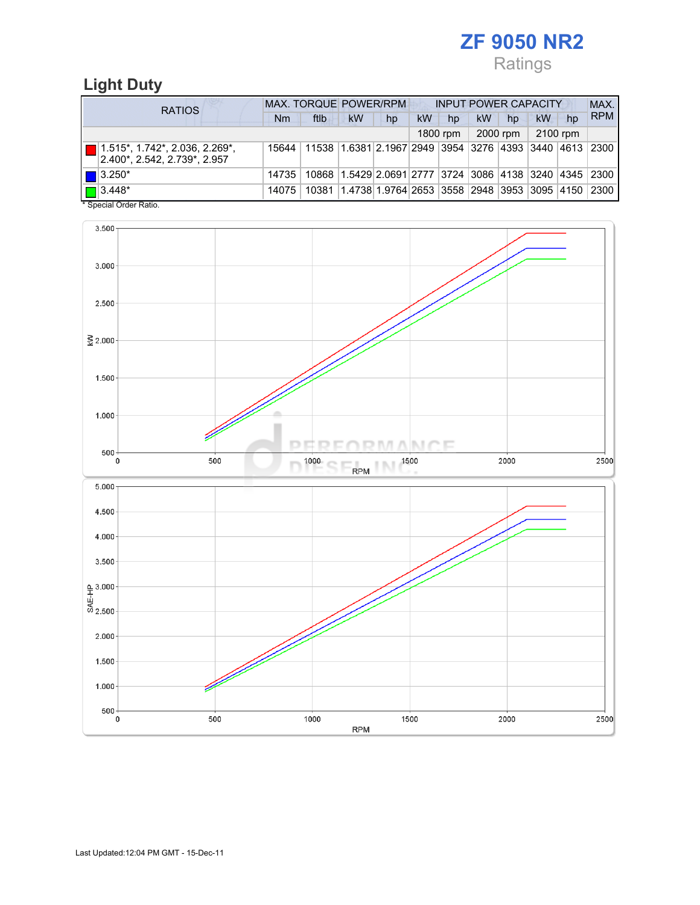# ZF 9050 NR2

Ratings

## Light Duty

| RATIOS | MAX. TORQUE | | POWER/RPM | | INPUT POWER CAPACITY | | | | | | MAX. RPM |
|---|---|---|---|---|---|---|---|---|---|---|---|
| | Nm | ftlb | kW | hp | kW | hp | kW | hp | kW | hp | |
| | | | | | 1800 rpm | | 2000 rpm | | 2100 rpm | | |
| 1.515*, 1.742*, 2.036, 2.269*, 2.400*, 2.542, 2.739*, 2.957 | 15644 | 11538 | 1.6381 | 2.1967 | 2949 | 3954 | 3276 | 4393 | 3440 | 4613 | 2300 |
| 3.250* | 14735 | 10868 | 1.5429 | 2.0691 | 2777 | 3724 | 3086 | 4138 | 3240 | 4345 | 2300 |
| 3.448* | 14075 | 10381 | 1.4738 | 1.9764 | 2653 | 3558 | 2948 | 3953 | 3095 | 4150 | 2300 |

\* Special Order Ratio.

Last Updated:12:04 PM GMT - 15-Dec-11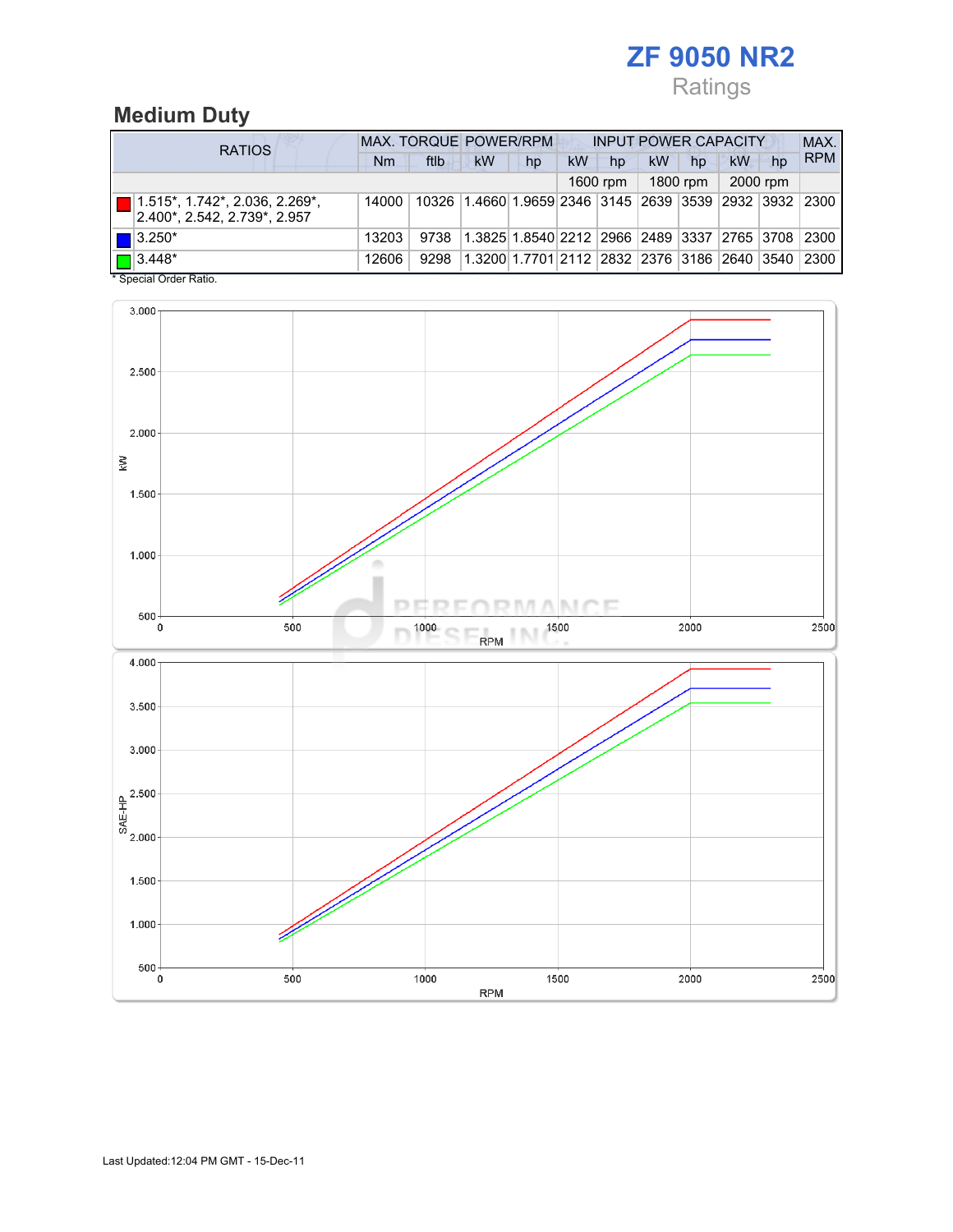# ZF 9050 NR2

Ratings

## Medium Duty

| RATIOS | MAX. TORQUE | | POWER/RPM | | INPUT POWER CAPACITY | | | | | | MAX. RPM |
|---|---|---|---|---|---|---|---|---|---|---|---|
| | Nm | ftlb | kW | hp | kW | hp | kW | hp | kW | hp | |
| | | | | | 1600 rpm | | 1800 rpm | | 2000 rpm | | |
| 1.515*, 1.742*, 2.036, 2.269*, 2.400*, 2.542, 2.739*, 2.957 | 14000 | 10326 | 1.4660 | 1.9659 | 2346 | 3145 | 2639 | 3539 | 2932 | 3932 | 2300 |
| 3.250* | 13203 | 9738 | 1.3825 | 1.8540 | 2212 | 2966 | 2489 | 3337 | 2765 | 3708 | 2300 |
| 3.448* | 12606 | 9298 | 1.3200 | 1.7701 | 2112 | 2832 | 2376 | 3186 | 2640 | 3540 | 2300 |

* Special Order Ratio.

Last Updated:12:04 PM GMT - 15-Dec-11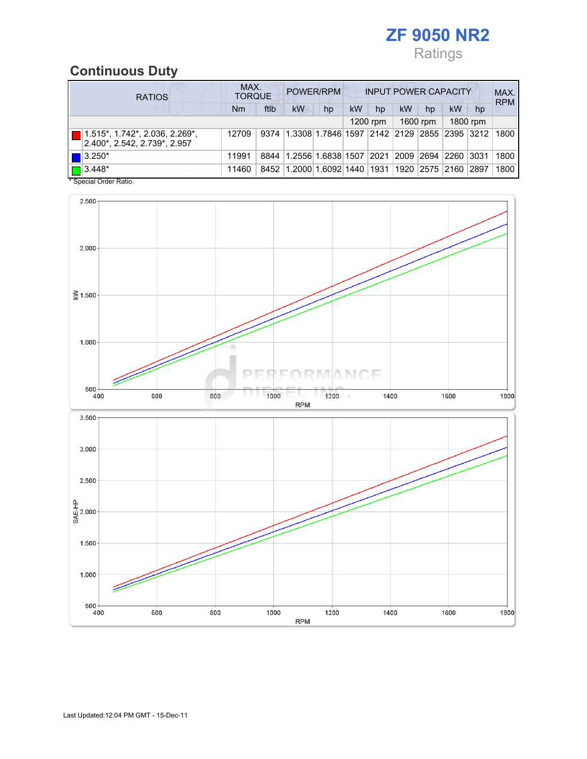# ZF 9050 NR2

Ratings

## Continuous Duty

| RATIOS | MAX. TORQUE | | POWER/RPM | | INPUT POWER CAPACITY | | | | | | MAX. RPM |
|---|---|---|---|---|---|---|---|---|---|---|---|
| | Nm | ftlb | kW | hp | kW | hp | kW | hp | kW | hp | |
| | | | | | 1200 rpm | | 1600 rpm | | 1800 rpm | | |
| 1.515*, 1.742*, 2.036, 2.269*, 2.400*, 2.542, 2.739*, 2.957 | 12709 | 9374 | 1.3308 | 1.7846 | 1597 | 2142 | 2129 | 2855 | 2395 | 3212 | 1800 |
| 3.250* | 11991 | 8844 | 1.2556 | 1.6838 | 1507 | 2021 | 2009 | 2694 | 2260 | 3031 | 1800 |
| 3.448* | 11460 | 8452 | 1.2000 | 1.6092 | 1440 | 1931 | 1920 | 2575 | 2160 | 2897 | 1800 |

* Special Order Ratio.

Last Updated:12:04 PM GMT - 15-Dec-11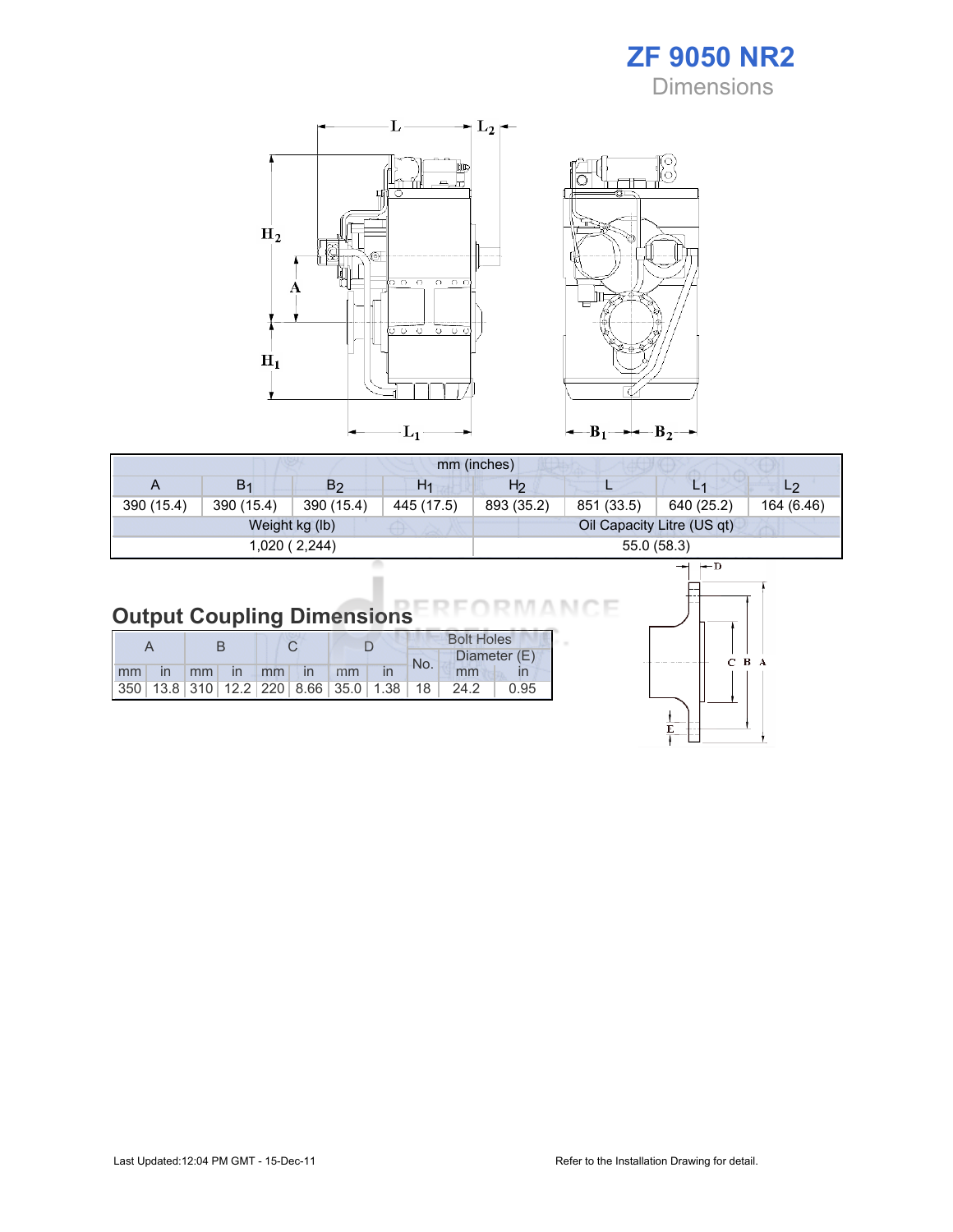# ZF 9050 NR2

## Dimensions

| mm (inches) | | | | | | | |
|---|---|---|---|---|---|---|---|
| A | $B_1$ | $B_2$ | $H_1$ | $H_2$ | L | $L_1$ | $L_2$ |
| 390 (15.4) | 390 (15.4) | 390 (15.4) | 445 (17.5) | 893 (35.2) | 851 (33.5) | 640 (25.2) | 164 (6.46) |
| Weight kg (lb) | | | | Oil Capacity Litre (US qt) | | | |
| 1,020 ( 2,244) | | | | 55.0 (58.3) | | | |

## Output Coupling Dimensions

| A | | B | | C | | D | | Bolt Holes | | |
|---|---|---|---|---|---|---|---|---|---|---|
| | | | | | | | | No. | Diameter (E) | |
| mm | in | mm | in | mm | in | mm | in | | mm | in |
| 350 | 13.8 | 310 | 12.2 | 220 | 8.66 | 35.0 | 1.38 | 18 | 24.2 | 0.95 |

Last Updated:12:04 PM GMT - 15-Dec-11

Refer to the Installation Drawing for detail.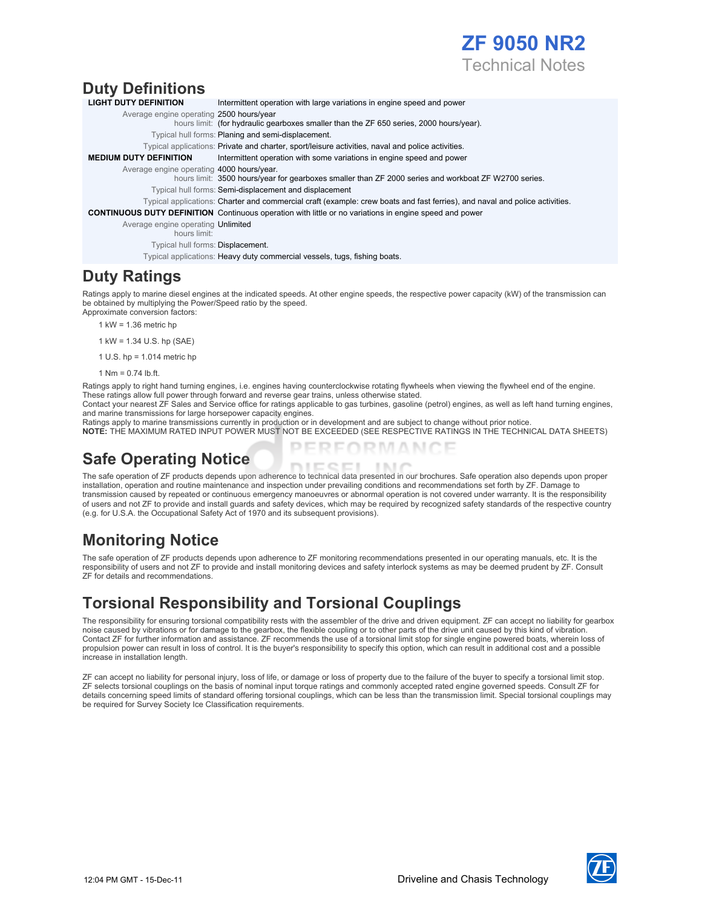# ZF 9050 NR2

Technical Notes

## Duty Definitions

| | |
|---|---|
| **LIGHT DUTY DEFINITION** | Intermittent operation with large variations in engine speed and power |
| Average engine operating hours limit: | 2500 hours/year (for hydraulic gearboxes smaller than the ZF 650 series, 2000 hours/year). |
| Typical hull forms: | Planing and semi-displacement. |
| Typical applications: | Private and charter, sport/leisure activities, naval and police activities. |
| **MEDIUM DUTY DEFINITION** | Intermittent operation with some variations in engine speed and power |
| Average engine operating hours limit: | 4000 hours/year. 3500 hours/year for gearboxes smaller than ZF 2000 series and workboat ZF W2700 series. |
| Typical hull forms: | Semi-displacement and displacement |
| Typical applications: | Charter and commercial craft (example: crew boats and fast ferries), and naval and police activities. |
| **CONTINUOUS DUTY DEFINITION** | Continuous operation with little or no variations in engine speed and power |
| Average engine operating hours limit: | Unlimited |
| Typical hull forms: | Displacement. |
| Typical applications: | Heavy duty commercial vessels, tugs, fishing boats. |

## Duty Ratings

Ratings apply to marine diesel engines at the indicated speeds. At other engine speeds, the respective power capacity (kW) of the transmission can be obtained by multiplying the Power/Speed ratio by the speed.
Approximate conversion factors:

1 kW = 1.36 metric hp

1 kW = 1.34 U.S. hp (SAE)

1 U.S. hp = 1.014 metric hp

1 Nm = 0.74 lb.ft.

Ratings apply to right hand turning engines, i.e. engines having counterclockwise rotating flywheels when viewing the flywheel end of the engine. These ratings allow full power through forward and reverse gear trains, unless otherwise stated.
Contact your nearest ZF Sales and Service office for ratings applicable to gas turbines, gasoline (petrol) engines, as well as left hand turning engines, and marine transmissions for large horsepower capacity engines.
Ratings apply to marine transmissions currently in production or in development and are subject to change without prior notice.
**NOTE:** THE MAXIMUM RATED INPUT POWER MUST NOT BE EXCEEDED (SEE RESPECTIVE RATINGS IN THE TECHNICAL DATA SHEETS)

## Safe Operating Notice

The safe operation of ZF products depends upon adherence to technical data presented in our brochures. Safe operation also depends upon proper installation, operation and routine maintenance and inspection under prevailing conditions and recommendations set forth by ZF. Damage to transmission caused by repeated or continuous emergency manoeuvres or abnormal operation is not covered under warranty. It is the responsibility of users and not ZF to provide and install guards and safety devices, which may be required by recognized safety standards of the respective country (e.g. for U.S.A. the Occupational Safety Act of 1970 and its subsequent provisions).

## Monitoring Notice

The safe operation of ZF products depends upon adherence to ZF monitoring recommendations presented in our operating manuals, etc. It is the responsibility of users and not ZF to provide and install monitoring devices and safety interlock systems as may be deemed prudent by ZF. Consult ZF for details and recommendations.

## Torsional Responsibility and Torsional Couplings

The responsibility for ensuring torsional compatibility rests with the assembler of the drive and driven equipment. ZF can accept no liability for gearbox noise caused by vibrations or for damage to the gearbox, the flexible coupling or to other parts of the drive unit caused by this kind of vibration. Contact ZF for further information and assistance. ZF recommends the use of a torsional limit stop for single engine powered boats, wherein loss of propulsion power can result in loss of control. It is the buyer's responsibility to specify this option, which can result in additional cost and a possible increase in installation length.

ZF can accept no liability for personal injury, loss of life, or damage or loss of property due to the failure of the buyer to specify a torsional limit stop. ZF selects torsional couplings on the basis of nominal input torque ratings and commonly accepted rated engine governed speeds. Consult ZF for details concerning speed limits of standard offering torsional couplings, which can be less than the transmission limit. Special torsional couplings may be required for Survey Society Ice Classification requirements.